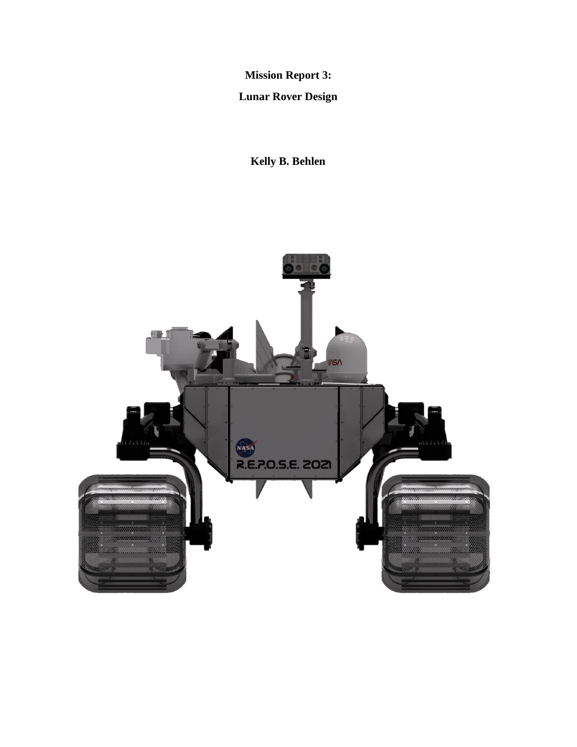**Mission Report 3:**

**Lunar Rover Design**

**Kelly B. Behlen**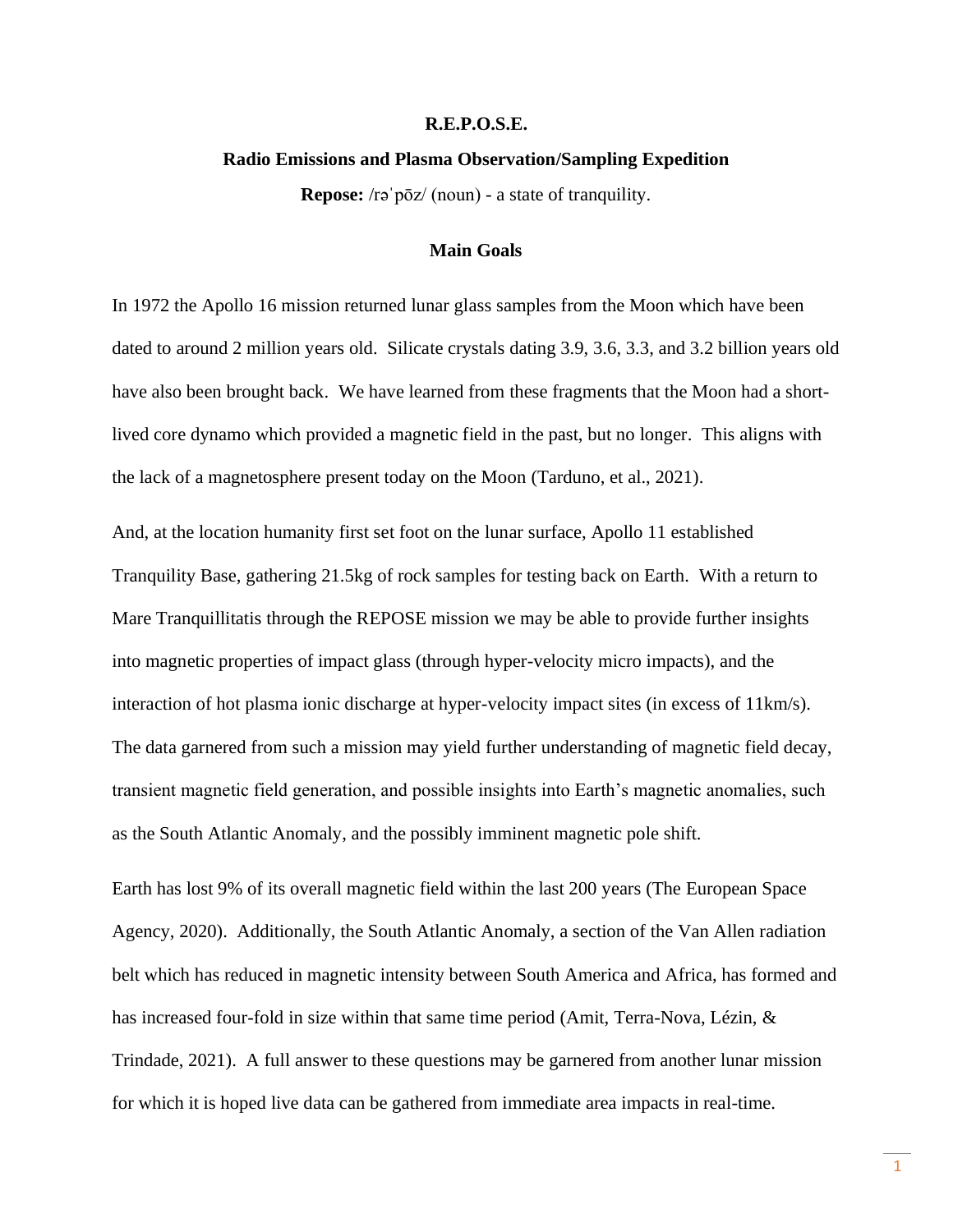**R.E.P.O.S.E.**

**Radio Emissions and Plasma Observation/Sampling Expedition**

**Repose:** /rəˈpōz/ (noun) - a state of tranquility.

## Main Goals

In 1972 the Apollo 16 mission returned lunar glass samples from the Moon which have been dated to around 2 million years old. Silicate crystals dating 3.9, 3.6, 3.3, and 3.2 billion years old have also been brought back. We have learned from these fragments that the Moon had a short-lived core dynamo which provided a magnetic field in the past, but no longer. This aligns with the lack of a magnetosphere present today on the Moon (Tarduno, et al., 2021).

And, at the location humanity first set foot on the lunar surface, Apollo 11 established Tranquility Base, gathering 21.5kg of rock samples for testing back on Earth. With a return to Mare Tranquillitatis through the REPOSE mission we may be able to provide further insights into magnetic properties of impact glass (through hyper-velocity micro impacts), and the interaction of hot plasma ionic discharge at hyper-velocity impact sites (in excess of 11km/s). The data garnered from such a mission may yield further understanding of magnetic field decay, transient magnetic field generation, and possible insights into Earth's magnetic anomalies, such as the South Atlantic Anomaly, and the possibly imminent magnetic pole shift.

Earth has lost 9% of its overall magnetic field within the last 200 years (The European Space Agency, 2020). Additionally, the South Atlantic Anomaly, a section of the Van Allen radiation belt which has reduced in magnetic intensity between South America and Africa, has formed and has increased four-fold in size within that same time period (Amit, Terra-Nova, Lézin, & Trindade, 2021). A full answer to these questions may be garnered from another lunar mission for which it is hoped live data can be gathered from immediate area impacts in real-time.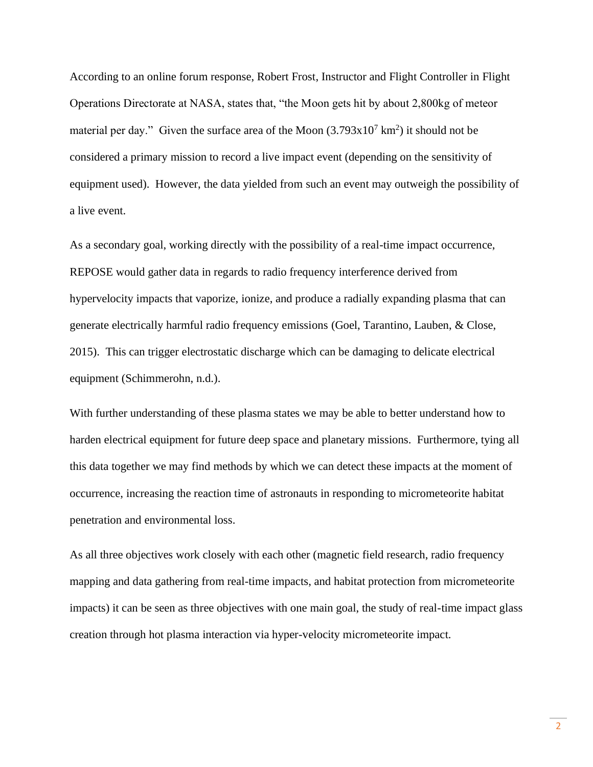According to an online forum response, Robert Frost, Instructor and Flight Controller in Flight Operations Directorate at NASA, states that, "the Moon gets hit by about 2,800kg of meteor material per day." Given the surface area of the Moon ($3.793 \times 10^7$ $km^2$) it should not be considered a primary mission to record a live impact event (depending on the sensitivity of equipment used). However, the data yielded from such an event may outweigh the possibility of a live event.

As a secondary goal, working directly with the possibility of a real-time impact occurrence, REPOSE would gather data in regards to radio frequency interference derived from hypervelocity impacts that vaporize, ionize, and produce a radially expanding plasma that can generate electrically harmful radio frequency emissions (Goel, Tarantino, Lauben, & Close, 2015). This can trigger electrostatic discharge which can be damaging to delicate electrical equipment (Schimmerohn, n.d.).

With further understanding of these plasma states we may be able to better understand how to harden electrical equipment for future deep space and planetary missions. Furthermore, tying all this data together we may find methods by which we can detect these impacts at the moment of occurrence, increasing the reaction time of astronauts in responding to micrometeorite habitat penetration and environmental loss.

As all three objectives work closely with each other (magnetic field research, radio frequency mapping and data gathering from real-time impacts, and habitat protection from micrometeorite impacts) it can be seen as three objectives with one main goal, the study of real-time impact glass creation through hot plasma interaction via hyper-velocity micrometeorite impact.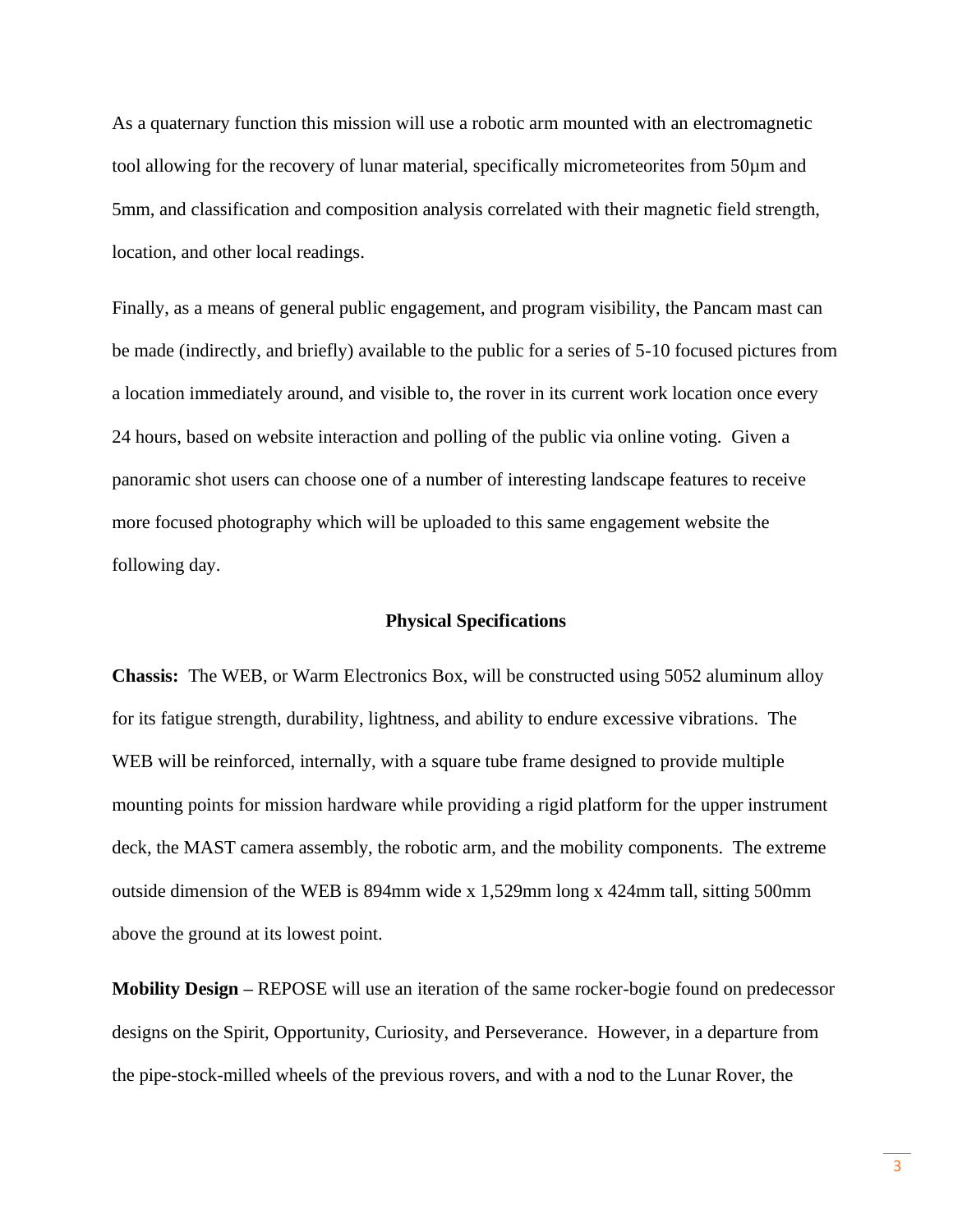As a quaternary function this mission will use a robotic arm mounted with an electromagnetic tool allowing for the recovery of lunar material, specifically micrometeorites from 50μm and 5mm, and classification and composition analysis correlated with their magnetic field strength, location, and other local readings.

Finally, as a means of general public engagement, and program visibility, the Pancam mast can be made (indirectly, and briefly) available to the public for a series of 5-10 focused pictures from a location immediately around, and visible to, the rover in its current work location once every 24 hours, based on website interaction and polling of the public via online voting. Given a panoramic shot users can choose one of a number of interesting landscape features to receive more focused photography which will be uploaded to this same engagement website the following day.

## Physical Specifications

**Chassis:** The WEB, or Warm Electronics Box, will be constructed using 5052 aluminum alloy for its fatigue strength, durability, lightness, and ability to endure excessive vibrations. The WEB will be reinforced, internally, with a square tube frame designed to provide multiple mounting points for mission hardware while providing a rigid platform for the upper instrument deck, the MAST camera assembly, the robotic arm, and the mobility components. The extreme outside dimension of the WEB is 894mm wide x 1,529mm long x 424mm tall, sitting 500mm above the ground at its lowest point.

**Mobility Design –** REPOSE will use an iteration of the same rocker-bogie found on predecessor designs on the Spirit, Opportunity, Curiosity, and Perseverance. However, in a departure from the pipe-stock-milled wheels of the previous rovers, and with a nod to the Lunar Rover, the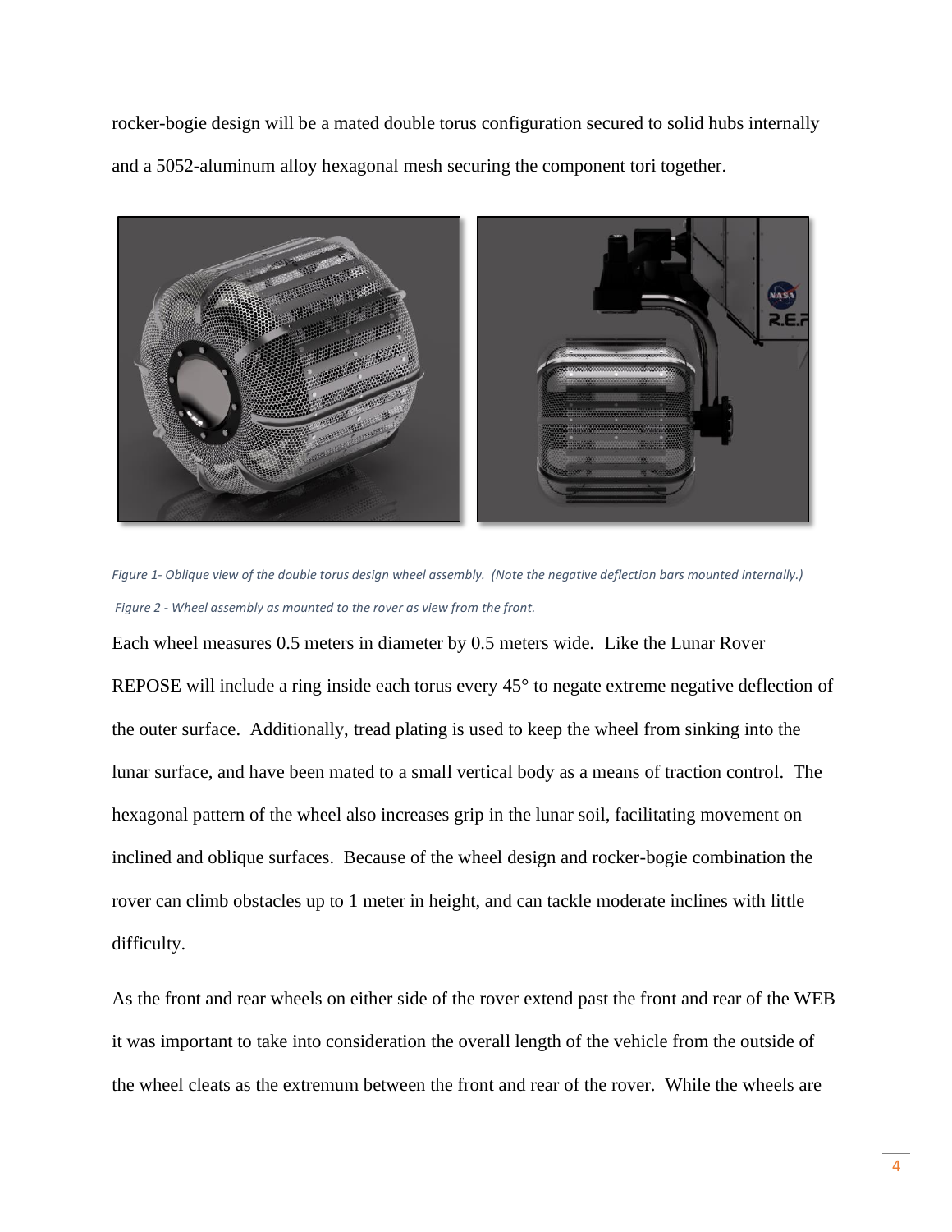rocker-bogie design will be a mated double torus configuration secured to solid hubs internally and a 5052-aluminum alloy hexagonal mesh securing the component tori together.

*Figure 1- Oblique view of the double torus design wheel assembly. (Note the negative deflection bars mounted internally.)*

*Figure 2 - Wheel assembly as mounted to the rover as view from the front.*

Each wheel measures 0.5 meters in diameter by 0.5 meters wide. Like the Lunar Rover REPOSE will include a ring inside each torus every 45° to negate extreme negative deflection of the outer surface. Additionally, tread plating is used to keep the wheel from sinking into the lunar surface, and have been mated to a small vertical body as a means of traction control. The hexagonal pattern of the wheel also increases grip in the lunar soil, facilitating movement on inclined and oblique surfaces. Because of the wheel design and rocker-bogie combination the rover can climb obstacles up to 1 meter in height, and can tackle moderate inclines with little difficulty.

As the front and rear wheels on either side of the rover extend past the front and rear of the WEB it was important to take into consideration the overall length of the vehicle from the outside of the wheel cleats as the extremum between the front and rear of the rover. While the wheels are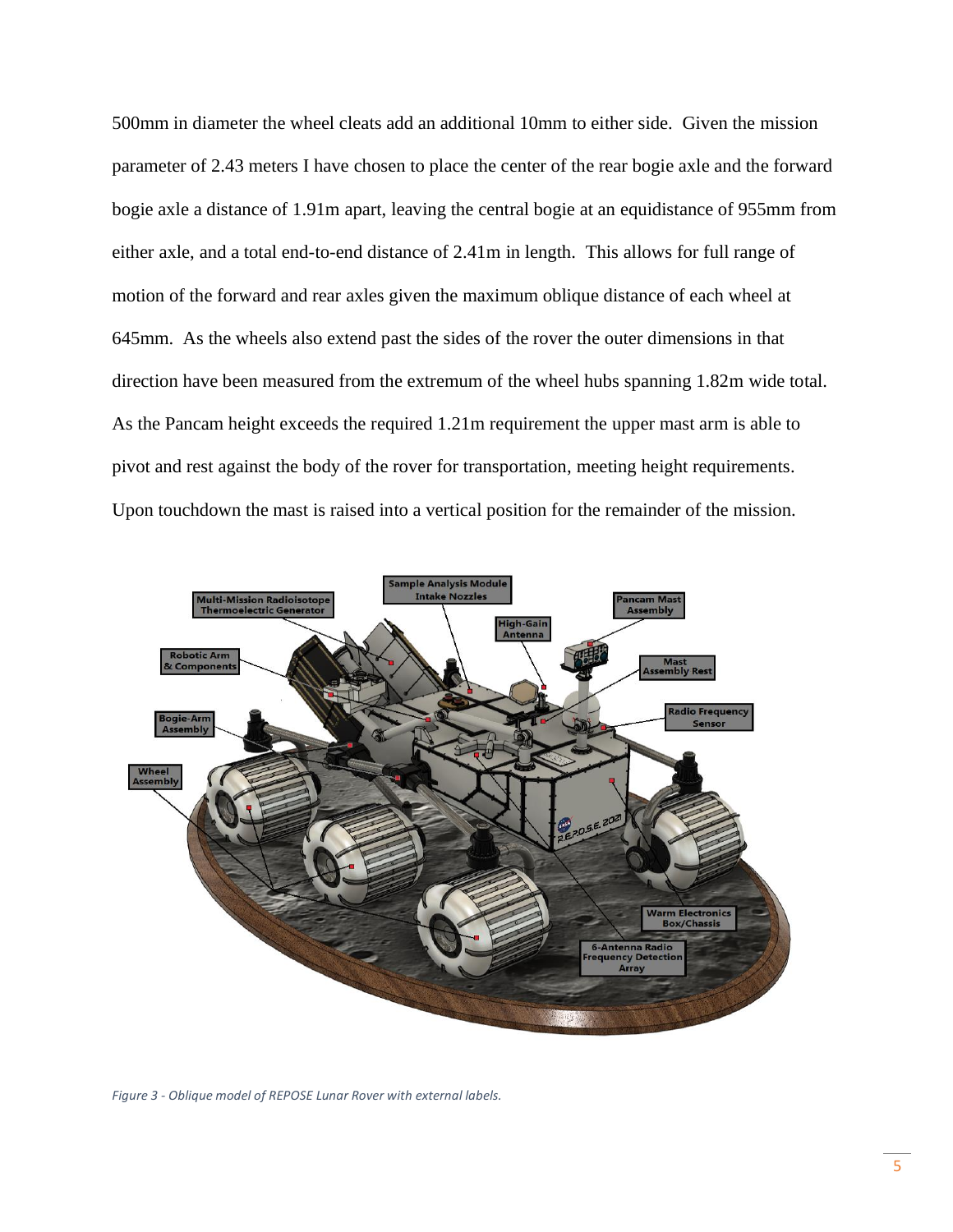500mm in diameter the wheel cleats add an additional 10mm to either side. Given the mission parameter of 2.43 meters I have chosen to place the center of the rear bogie axle and the forward bogie axle a distance of 1.91m apart, leaving the central bogie at an equidistance of 955mm from either axle, and a total end-to-end distance of 2.41m in length. This allows for full range of motion of the forward and rear axles given the maximum oblique distance of each wheel at 645mm. As the wheels also extend past the sides of the rover the outer dimensions in that direction have been measured from the extremum of the wheel hubs spanning 1.82m wide total. As the Pancam height exceeds the required 1.21m requirement the upper mast arm is able to pivot and rest against the body of the rover for transportation, meeting height requirements. Upon touchdown the mast is raised into a vertical position for the remainder of the mission.

*Figure 3 - Oblique model of REPOSE Lunar Rover with external labels.*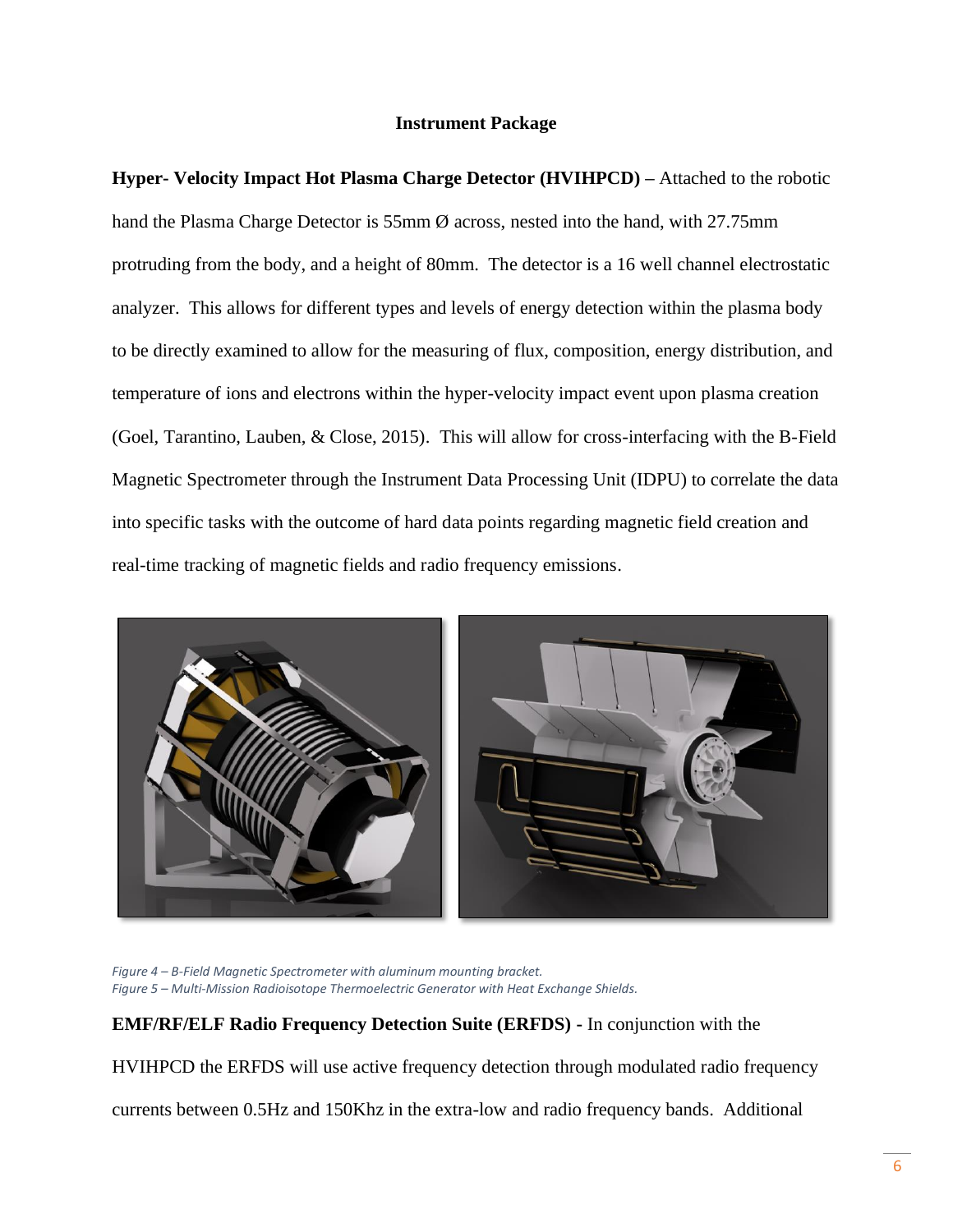**Instrument Package**

**Hyper- Velocity Impact Hot Plasma Charge Detector (HVIHPCD) –** Attached to the robotic hand the Plasma Charge Detector is 55mm Ø across, nested into the hand, with 27.75mm protruding from the body, and a height of 80mm. The detector is a 16 well channel electrostatic analyzer. This allows for different types and levels of energy detection within the plasma body to be directly examined to allow for the measuring of flux, composition, energy distribution, and temperature of ions and electrons within the hyper-velocity impact event upon plasma creation (Goel, Tarantino, Lauben, & Close, 2015). This will allow for cross-interfacing with the B-Field Magnetic Spectrometer through the Instrument Data Processing Unit (IDPU) to correlate the data into specific tasks with the outcome of hard data points regarding magnetic field creation and real-time tracking of magnetic fields and radio frequency emissions.

*Figure 4 – B-Field Magnetic Spectrometer with aluminum mounting bracket.*
*Figure 5 – Multi-Mission Radioisotope Thermoelectric Generator with Heat Exchange Shields.*

**EMF/RF/ELF Radio Frequency Detection Suite (ERFDS) -** In conjunction with the HVIHPCD the ERFDS will use active frequency detection through modulated radio frequency currents between 0.5Hz and 150Khz in the extra-low and radio frequency bands. Additional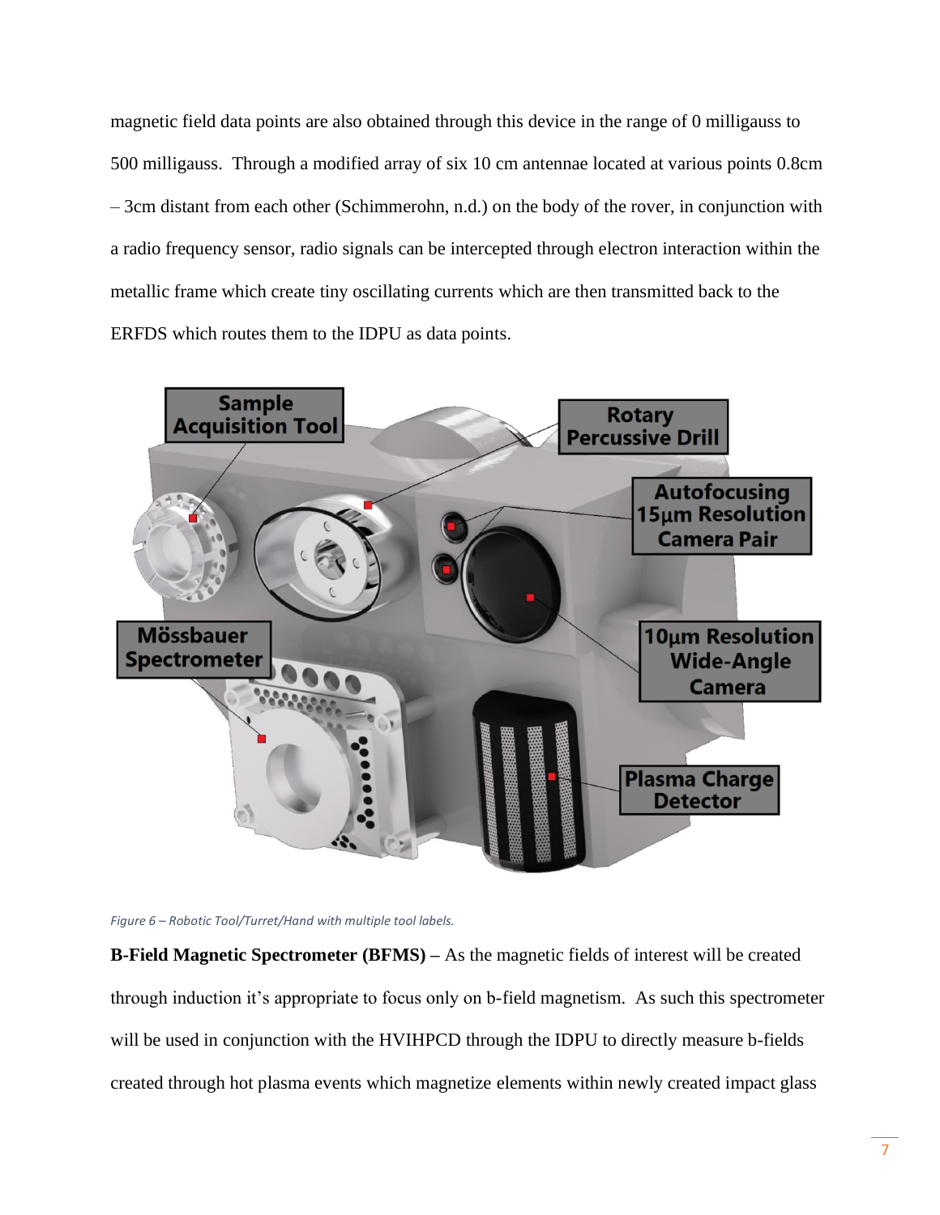magnetic field data points are also obtained through this device in the range of 0 milligauss to 500 milligauss. Through a modified array of six 10 cm antennae located at various points 0.8cm – 3cm distant from each other (Schimmerohn, n.d.) on the body of the rover, in conjunction with a radio frequency sensor, radio signals can be intercepted through electron interaction within the metallic frame which create tiny oscillating currents which are then transmitted back to the ERFDS which routes them to the IDPU as data points.

*Figure 6 – Robotic Tool/Turret/Hand with multiple tool labels.*

**B-Field Magnetic Spectrometer (BFMS) –** As the magnetic fields of interest will be created through induction it's appropriate to focus only on b-field magnetism. As such this spectrometer will be used in conjunction with the HVIHPCD through the IDPU to directly measure b-fields created through hot plasma events which magnetize elements within newly created impact glass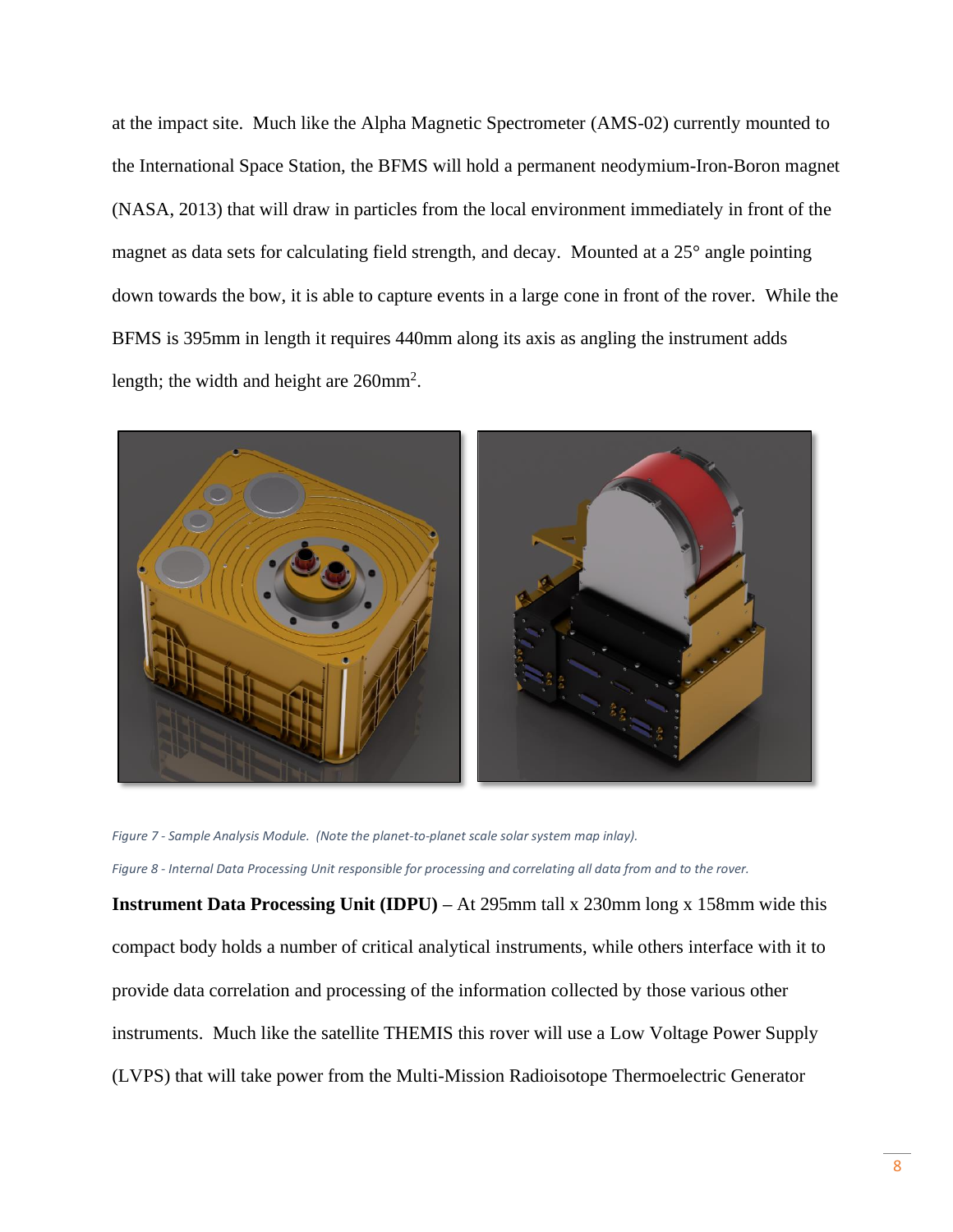at the impact site. Much like the Alpha Magnetic Spectrometer (AMS-02) currently mounted to the International Space Station, the BFMS will hold a permanent neodymium-Iron-Boron magnet (NASA, 2013) that will draw in particles from the local environment immediately in front of the magnet as data sets for calculating field strength, and decay. Mounted at a 25° angle pointing down towards the bow, it is able to capture events in a large cone in front of the rover. While the BFMS is 395mm in length it requires 440mm along its axis as angling the instrument adds length; the width and height are $260mm^2$.

*Figure 7 - Sample Analysis Module. (Note the planet-to-planet scale solar system map inlay).*

*Figure 8 - Internal Data Processing Unit responsible for processing and correlating all data from and to the rover.*

**Instrument Data Processing Unit (IDPU) –** At 295mm tall x 230mm long x 158mm wide this compact body holds a number of critical analytical instruments, while others interface with it to provide data correlation and processing of the information collected by those various other instruments. Much like the satellite THEMIS this rover will use a Low Voltage Power Supply (LVPS) that will take power from the Multi-Mission Radioisotope Thermoelectric Generator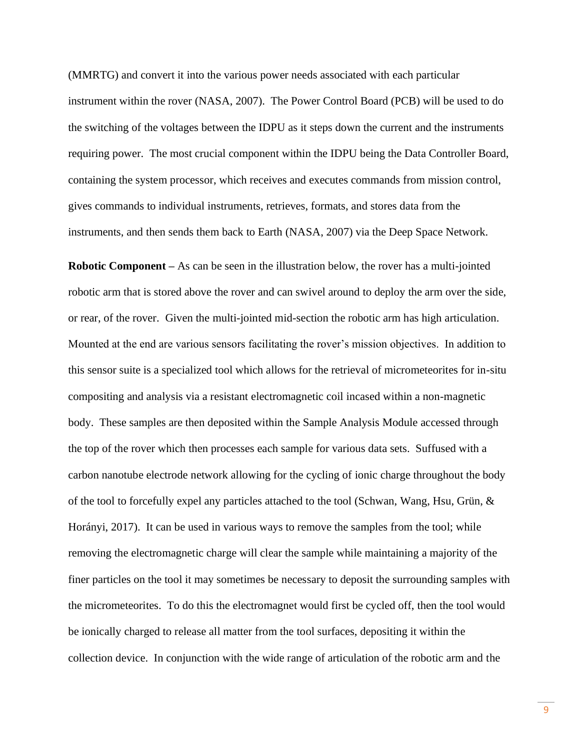(MMRTG) and convert it into the various power needs associated with each particular instrument within the rover (NASA, 2007). The Power Control Board (PCB) will be used to do the switching of the voltages between the IDPU as it steps down the current and the instruments requiring power. The most crucial component within the IDPU being the Data Controller Board, containing the system processor, which receives and executes commands from mission control, gives commands to individual instruments, retrieves, formats, and stores data from the instruments, and then sends them back to Earth (NASA, 2007) via the Deep Space Network.

**Robotic Component –** As can be seen in the illustration below, the rover has a multi-jointed robotic arm that is stored above the rover and can swivel around to deploy the arm over the side, or rear, of the rover. Given the multi-jointed mid-section the robotic arm has high articulation. Mounted at the end are various sensors facilitating the rover's mission objectives. In addition to this sensor suite is a specialized tool which allows for the retrieval of micrometeorites for in-situ compositing and analysis via a resistant electromagnetic coil incased within a non-magnetic body. These samples are then deposited within the Sample Analysis Module accessed through the top of the rover which then processes each sample for various data sets. Suffused with a carbon nanotube electrode network allowing for the cycling of ionic charge throughout the body of the tool to forcefully expel any particles attached to the tool (Schwan, Wang, Hsu, Grün, & Horányi, 2017). It can be used in various ways to remove the samples from the tool; while removing the electromagnetic charge will clear the sample while maintaining a majority of the finer particles on the tool it may sometimes be necessary to deposit the surrounding samples with the micrometeorites. To do this the electromagnet would first be cycled off, then the tool would be ionically charged to release all matter from the tool surfaces, depositing it within the collection device. In conjunction with the wide range of articulation of the robotic arm and the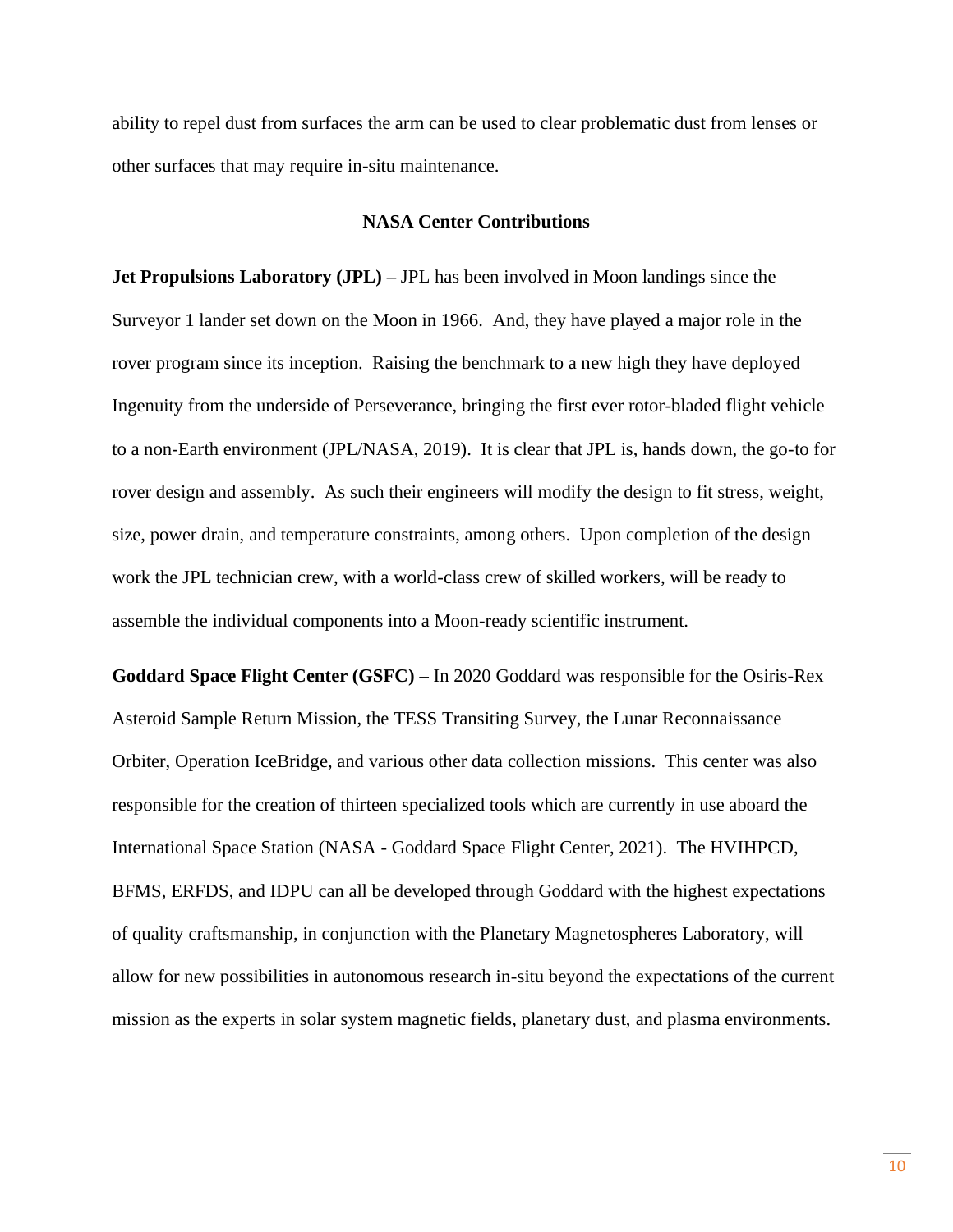ability to repel dust from surfaces the arm can be used to clear problematic dust from lenses or other surfaces that may require in-situ maintenance.

## NASA Center Contributions

**Jet Propulsions Laboratory (JPL) –** JPL has been involved in Moon landings since the Surveyor 1 lander set down on the Moon in 1966. And, they have played a major role in the rover program since its inception. Raising the benchmark to a new high they have deployed Ingenuity from the underside of Perseverance, bringing the first ever rotor-bladed flight vehicle to a non-Earth environment (JPL/NASA, 2019). It is clear that JPL is, hands down, the go-to for rover design and assembly. As such their engineers will modify the design to fit stress, weight, size, power drain, and temperature constraints, among others. Upon completion of the design work the JPL technician crew, with a world-class crew of skilled workers, will be ready to assemble the individual components into a Moon-ready scientific instrument.

**Goddard Space Flight Center (GSFC) –** In 2020 Goddard was responsible for the Osiris-Rex Asteroid Sample Return Mission, the TESS Transiting Survey, the Lunar Reconnaissance Orbiter, Operation IceBridge, and various other data collection missions. This center was also responsible for the creation of thirteen specialized tools which are currently in use aboard the International Space Station (NASA - Goddard Space Flight Center, 2021). The HVIHPCD, BFMS, ERFDS, and IDPU can all be developed through Goddard with the highest expectations of quality craftsmanship, in conjunction with the Planetary Magnetospheres Laboratory, will allow for new possibilities in autonomous research in-situ beyond the expectations of the current mission as the experts in solar system magnetic fields, planetary dust, and plasma environments.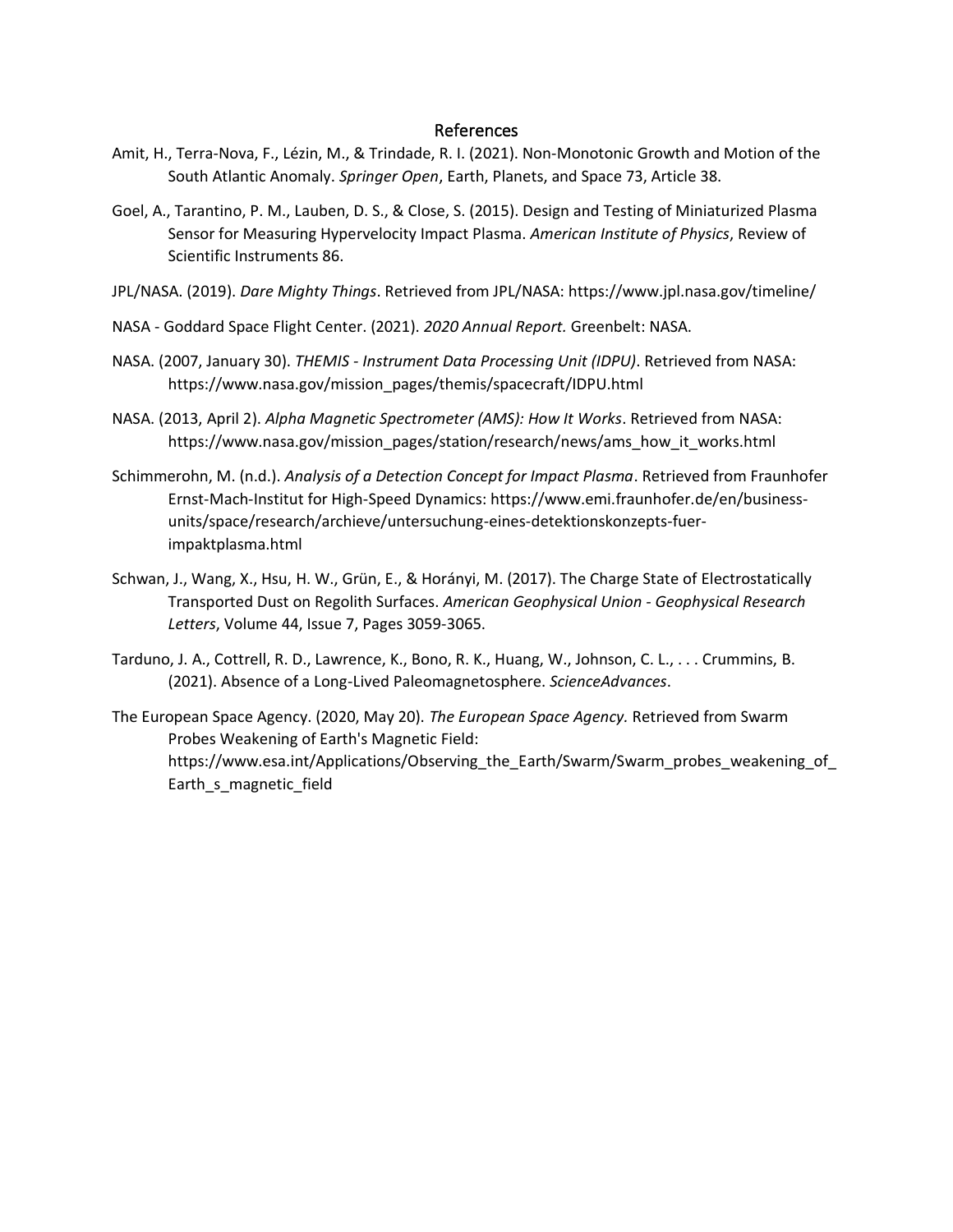# References

Amit, H., Terra-Nova, F., Lézin, M., & Trindade, R. I. (2021). Non-Monotonic Growth and Motion of the South Atlantic Anomaly. *Springer Open*, Earth, Planets, and Space 73, Article 38.

Goel, A., Tarantino, P. M., Lauben, D. S., & Close, S. (2015). Design and Testing of Miniaturized Plasma Sensor for Measuring Hypervelocity Impact Plasma. *American Institute of Physics*, Review of Scientific Instruments 86.

JPL/NASA. (2019). *Dare Mighty Things*. Retrieved from JPL/NASA: https://www.jpl.nasa.gov/timeline/

NASA - Goddard Space Flight Center. (2021). *2020 Annual Report.* Greenbelt: NASA.

NASA. (2007, January 30). *THEMIS - Instrument Data Processing Unit (IDPU)*. Retrieved from NASA: https://www.nasa.gov/mission_pages/themis/spacecraft/IDPU.html

NASA. (2013, April 2). *Alpha Magnetic Spectrometer (AMS): How It Works*. Retrieved from NASA: https://www.nasa.gov/mission_pages/station/research/news/ams_how_it_works.html

Schimmerohn, M. (n.d.). *Analysis of a Detection Concept for Impact Plasma*. Retrieved from Fraunhofer Ernst-Mach-Institut for High-Speed Dynamics: https://www.emi.fraunhofer.de/en/business-units/space/research/archieve/untersuchung-eines-detektionskonzepts-fuer-impaktplasma.html

Schwan, J., Wang, X., Hsu, H. W., Grün, E., & Horányi, M. (2017). The Charge State of Electrostatically Transported Dust on Regolith Surfaces. *American Geophysical Union - Geophysical Research Letters*, Volume 44, Issue 7, Pages 3059-3065.

Tarduno, J. A., Cottrell, R. D., Lawrence, K., Bono, R. K., Huang, W., Johnson, C. L., . . . Crummins, B. (2021). Absence of a Long-Lived Paleomagnetosphere. *ScienceAdvances*.

The European Space Agency. (2020, May 20). *The European Space Agency.* Retrieved from Swarm Probes Weakening of Earth's Magnetic Field: https://www.esa.int/Applications/Observing_the_Earth/Swarm/Swarm_probes_weakening_of_Earth_s_magnetic_field